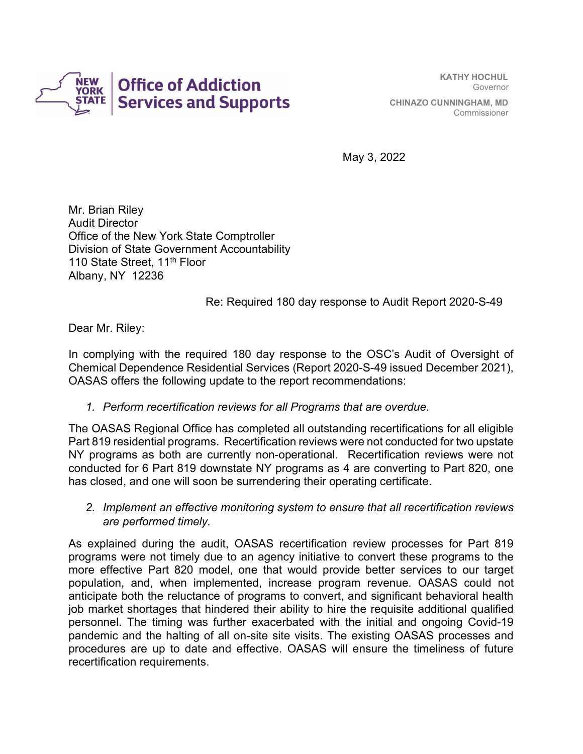**Office of Addiction Services and Supports**

**KATHY HOCHUL**
Governor

**CHINAZO CUNNINGHAM, MD**
Commissioner

May 3, 2022

Mr. Brian Riley
Audit Director
Office of the New York State Comptroller
Division of State Government Accountability
110 State Street, 11th Floor
Albany, NY 12236

Re: Required 180 day response to Audit Report 2020-S-49

Dear Mr. Riley:

In complying with the required 180 day response to the OSC's Audit of Oversight of Chemical Dependence Residential Services (Report 2020-S-49 issued December 2021), OASAS offers the following update to the report recommendations:

1. *Perform recertification reviews for all Programs that are overdue.*

The OASAS Regional Office has completed all outstanding recertifications for all eligible Part 819 residential programs. Recertification reviews were not conducted for two upstate NY programs as both are currently non-operational. Recertification reviews were not conducted for 6 Part 819 downstate NY programs as 4 are converting to Part 820, one has closed, and one will soon be surrendering their operating certificate.

2. *Implement an effective monitoring system to ensure that all recertification reviews are performed timely.*

As explained during the audit, OASAS recertification review processes for Part 819 programs were not timely due to an agency initiative to convert these programs to the more effective Part 820 model, one that would provide better services to our target population, and, when implemented, increase program revenue. OASAS could not anticipate both the reluctance of programs to convert, and significant behavioral health job market shortages that hindered their ability to hire the requisite additional qualified personnel. The timing was further exacerbated with the initial and ongoing Covid-19 pandemic and the halting of all on-site site visits. The existing OASAS processes and procedures are up to date and effective. OASAS will ensure the timeliness of future recertification requirements.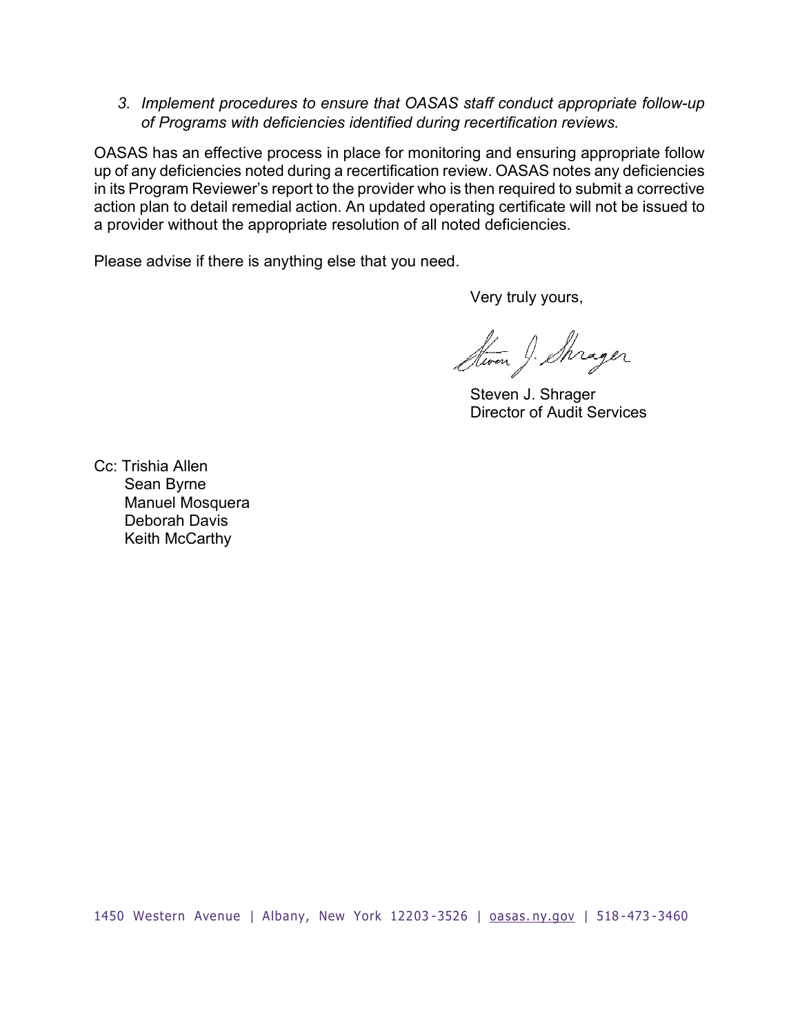3. *Implement procedures to ensure that OASAS staff conduct appropriate follow-up of Programs with deficiencies identified during recertification reviews.*

OASAS has an effective process in place for monitoring and ensuring appropriate follow up of any deficiencies noted during a recertification review. OASAS notes any deficiencies in its Program Reviewer's report to the provider who is then required to submit a corrective action plan to detail remedial action. An updated operating certificate will not be issued to a provider without the appropriate resolution of all noted deficiencies.

Please advise if there is anything else that you need.

Very truly yours,

Steven J. Shrager
Director of Audit Services

Cc: Trishia Allen
Sean Byrne
Manuel Mosquera
Deborah Davis
Keith McCarthy